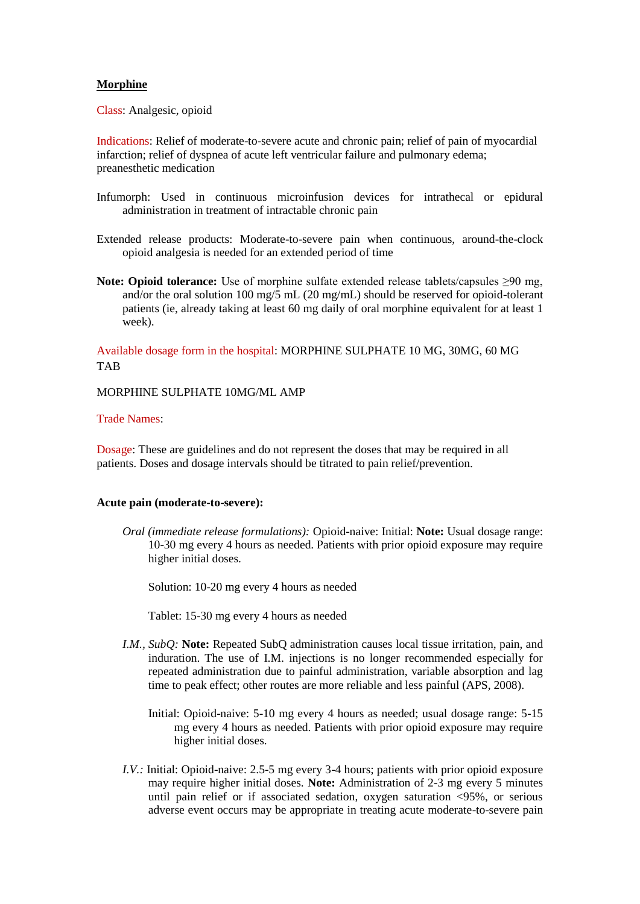# Morphine

Class: Analgesic, opioid

Indications: Relief of moderate-to-severe acute and chronic pain; relief of pain of myocardial infarction; relief of dyspnea of acute left ventricular failure and pulmonary edema; preanesthetic medication

Infumorph: Used in continuous microinfusion devices for intrathecal or epidural administration in treatment of intractable chronic pain

Extended release products: Moderate-to-severe pain when continuous, around-the-clock opioid analgesia is needed for an extended period of time

**Note: Opioid tolerance:** Use of morphine sulfate extended release tablets/capsules ≥90 mg, and/or the oral solution 100 mg/5 mL (20 mg/mL) should be reserved for opioid-tolerant patients (ie, already taking at least 60 mg daily of oral morphine equivalent for at least 1 week).

Available dosage form in the hospital: MORPHINE SULPHATE 10 MG, 30MG, 60 MG TAB

MORPHINE SULPHATE 10MG/ML AMP

Trade Names:

Dosage: These are guidelines and do not represent the doses that may be required in all patients. Doses and dosage intervals should be titrated to pain relief/prevention.

**Acute pain (moderate-to-severe):**

*Oral (immediate release formulations):* Opioid-naive: Initial: **Note:** Usual dosage range: 10-30 mg every 4 hours as needed. Patients with prior opioid exposure may require higher initial doses.

Solution: 10-20 mg every 4 hours as needed

Tablet: 15-30 mg every 4 hours as needed

*I.M., SubQ:* **Note:** Repeated SubQ administration causes local tissue irritation, pain, and induration. The use of I.M. injections is no longer recommended especially for repeated administration due to painful administration, variable absorption and lag time to peak effect; other routes are more reliable and less painful (APS, 2008).

Initial: Opioid-naive: 5-10 mg every 4 hours as needed; usual dosage range: 5-15 mg every 4 hours as needed. Patients with prior opioid exposure may require higher initial doses.

*I.V.:* Initial: Opioid-naive: 2.5-5 mg every 3-4 hours; patients with prior opioid exposure may require higher initial doses. **Note:** Administration of 2-3 mg every 5 minutes until pain relief or if associated sedation, oxygen saturation <95%, or serious adverse event occurs may be appropriate in treating acute moderate-to-severe pain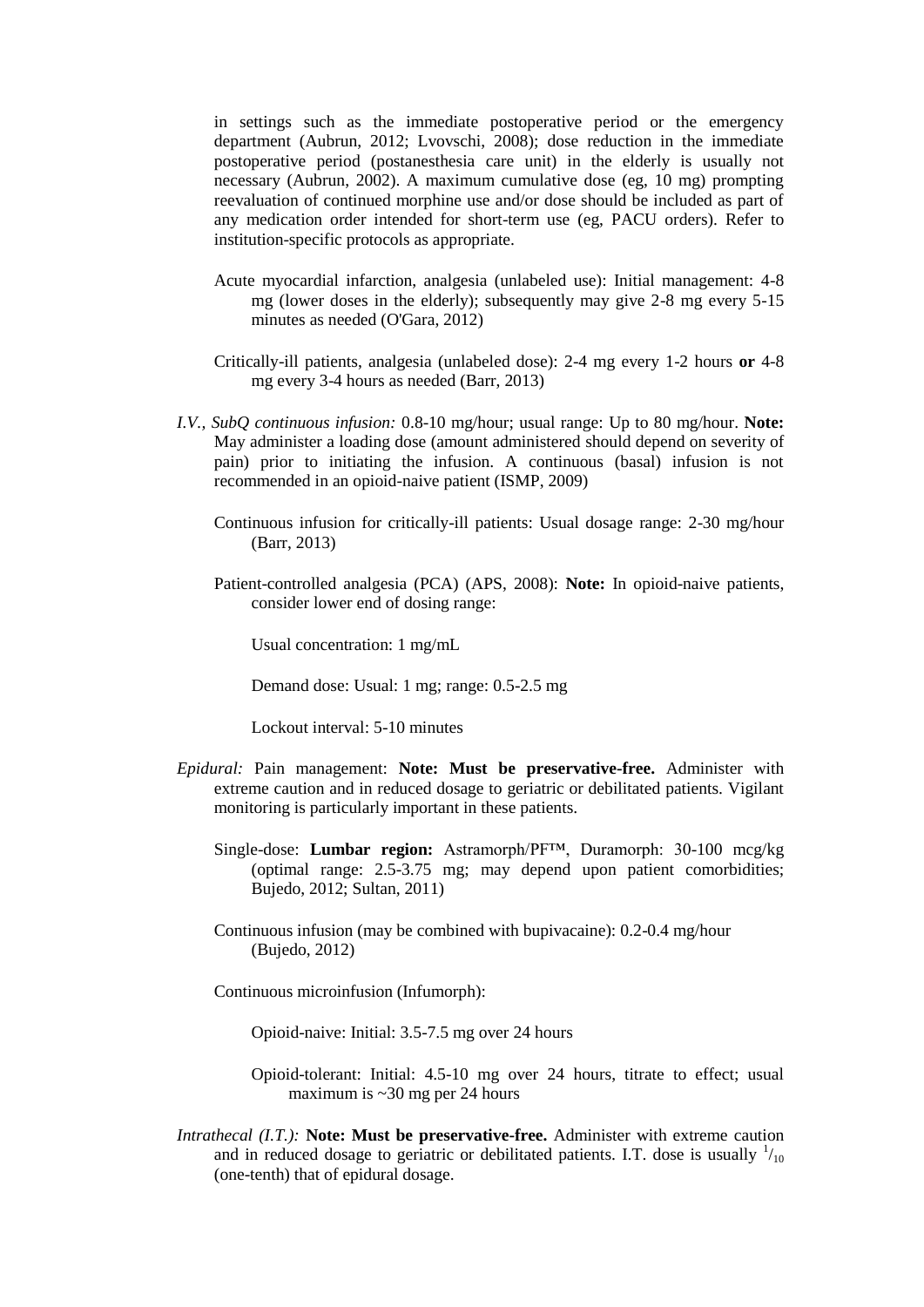in settings such as the immediate postoperative period or the emergency department (Aubrun, 2012; Lvovschi, 2008); dose reduction in the immediate postoperative period (postanesthesia care unit) in the elderly is usually not necessary (Aubrun, 2002). A maximum cumulative dose (eg, 10 mg) prompting reevaluation of continued morphine use and/or dose should be included as part of any medication order intended for short-term use (eg, PACU orders). Refer to institution-specific protocols as appropriate.

Acute myocardial infarction, analgesia (unlabeled use): Initial management: 4-8 mg (lower doses in the elderly); subsequently may give 2-8 mg every 5-15 minutes as needed (O'Gara, 2012)

Critically-ill patients, analgesia (unlabeled dose): 2-4 mg every 1-2 hours **or** 4-8 mg every 3-4 hours as needed (Barr, 2013)

*I.V., SubQ continuous infusion:* 0.8-10 mg/hour; usual range: Up to 80 mg/hour. **Note:** May administer a loading dose (amount administered should depend on severity of pain) prior to initiating the infusion. A continuous (basal) infusion is not recommended in an opioid-naive patient (ISMP, 2009)

Continuous infusion for critically-ill patients: Usual dosage range: 2-30 mg/hour (Barr, 2013)

Patient-controlled analgesia (PCA) (APS, 2008): **Note:** In opioid-naive patients, consider lower end of dosing range:

Usual concentration: 1 mg/mL

Demand dose: Usual: 1 mg; range: 0.5-2.5 mg

Lockout interval: 5-10 minutes

*Epidural:* Pain management: **Note: Must be preservative-free.** Administer with extreme caution and in reduced dosage to geriatric or debilitated patients. Vigilant monitoring is particularly important in these patients.

Single-dose: **Lumbar region:** Astramorph/PF™, Duramorph: 30-100 mcg/kg (optimal range: 2.5-3.75 mg; may depend upon patient comorbidities; Bujedo, 2012; Sultan, 2011)

Continuous infusion (may be combined with bupivacaine): 0.2-0.4 mg/hour (Bujedo, 2012)

Continuous microinfusion (Infumorph):

Opioid-naive: Initial: 3.5-7.5 mg over 24 hours

Opioid-tolerant: Initial: 4.5-10 mg over 24 hours, titrate to effect; usual maximum is ~30 mg per 24 hours

*Intrathecal (I.T.):* **Note: Must be preservative-free.** Administer with extreme caution and in reduced dosage to geriatric or debilitated patients. I.T. dose is usually $^{1}/_{10}$ (one-tenth) that of epidural dosage.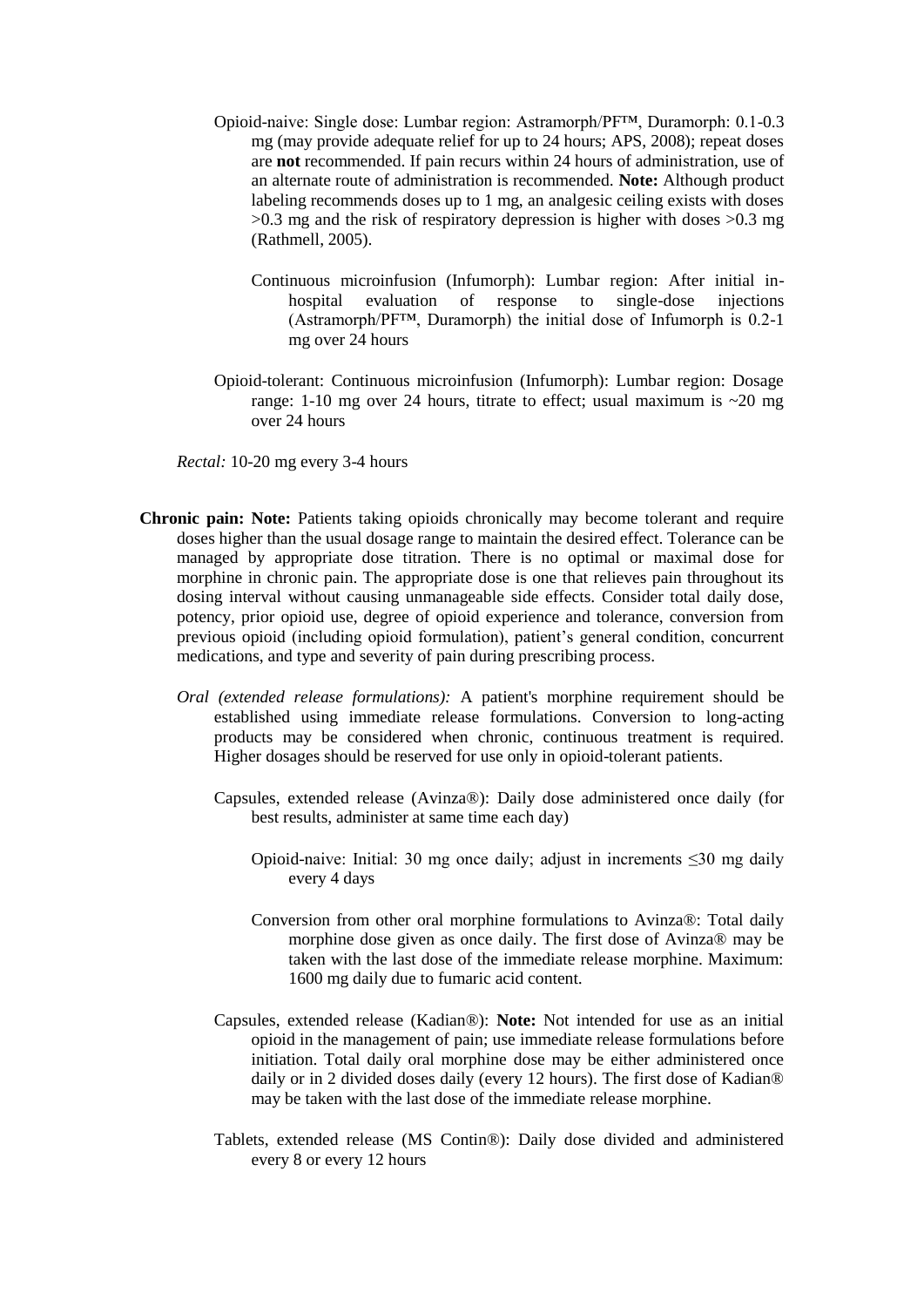Opioid-naive: Single dose: Lumbar region: Astramorph/PF™, Duramorph: 0.1-0.3 mg (may provide adequate relief for up to 24 hours; APS, 2008); repeat doses are **not** recommended. If pain recurs within 24 hours of administration, use of an alternate route of administration is recommended. **Note:** Although product labeling recommends doses up to 1 mg, an analgesic ceiling exists with doses >0.3 mg and the risk of respiratory depression is higher with doses >0.3 mg (Rathmell, 2005).

Continuous microinfusion (Infumorph): Lumbar region: After initial in-hospital evaluation of response to single-dose injections (Astramorph/PF™, Duramorph) the initial dose of Infumorph is 0.2-1 mg over 24 hours

Opioid-tolerant: Continuous microinfusion (Infumorph): Lumbar region: Dosage range: 1-10 mg over 24 hours, titrate to effect; usual maximum is ~20 mg over 24 hours

*Rectal:* 10-20 mg every 3-4 hours

**Chronic pain: Note:** Patients taking opioids chronically may become tolerant and require doses higher than the usual dosage range to maintain the desired effect. Tolerance can be managed by appropriate dose titration. There is no optimal or maximal dose for morphine in chronic pain. The appropriate dose is one that relieves pain throughout its dosing interval without causing unmanageable side effects. Consider total daily dose, potency, prior opioid use, degree of opioid experience and tolerance, conversion from previous opioid (including opioid formulation), patient's general condition, concurrent medications, and type and severity of pain during prescribing process.

*Oral (extended release formulations):* A patient's morphine requirement should be established using immediate release formulations. Conversion to long-acting products may be considered when chronic, continuous treatment is required. Higher dosages should be reserved for use only in opioid-tolerant patients.

Capsules, extended release (Avinza®): Daily dose administered once daily (for best results, administer at same time each day)

Opioid-naive: Initial: 30 mg once daily; adjust in increments ≤30 mg daily every 4 days

Conversion from other oral morphine formulations to Avinza®: Total daily morphine dose given as once daily. The first dose of Avinza® may be taken with the last dose of the immediate release morphine. Maximum: 1600 mg daily due to fumaric acid content.

Capsules, extended release (Kadian®): **Note:** Not intended for use as an initial opioid in the management of pain; use immediate release formulations before initiation. Total daily oral morphine dose may be either administered once daily or in 2 divided doses daily (every 12 hours). The first dose of Kadian® may be taken with the last dose of the immediate release morphine.

Tablets, extended release (MS Contin®): Daily dose divided and administered every 8 or every 12 hours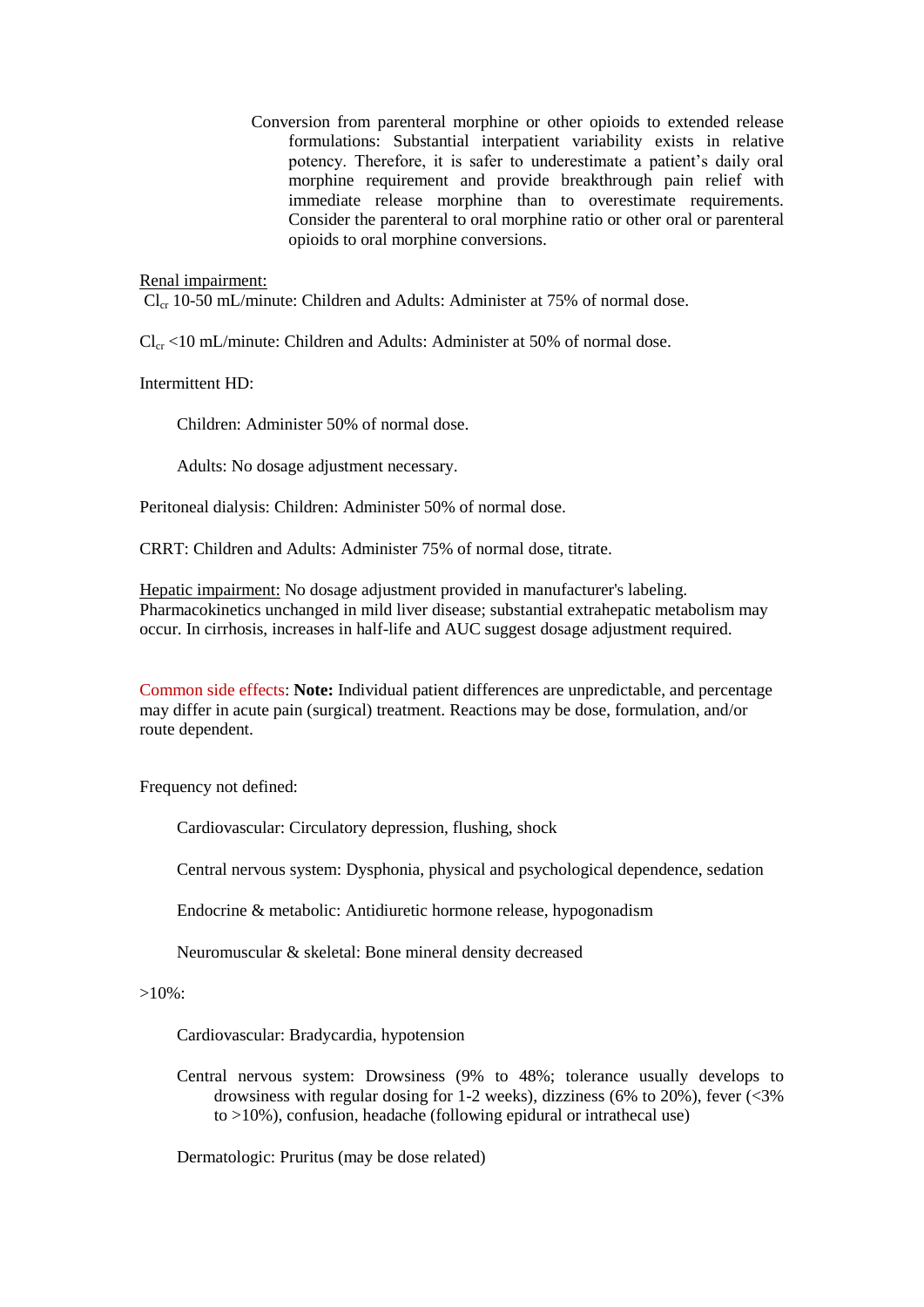Conversion from parenteral morphine or other opioids to extended release formulations: Substantial interpatient variability exists in relative potency. Therefore, it is safer to underestimate a patient's daily oral morphine requirement and provide breakthrough pain relief with immediate release morphine than to overestimate requirements. Consider the parenteral to oral morphine ratio or other oral or parenteral opioids to oral morphine conversions.

Renal impairment:

$Cl_{cr}$ 10-50 mL/minute: Children and Adults: Administer at 75% of normal dose.

$Cl_{cr}$ <10 mL/minute: Children and Adults: Administer at 50% of normal dose.

Intermittent HD:

Children: Administer 50% of normal dose.

Adults: No dosage adjustment necessary.

Peritoneal dialysis: Children: Administer 50% of normal dose.

CRRT: Children and Adults: Administer 75% of normal dose, titrate.

Hepatic impairment: No dosage adjustment provided in manufacturer's labeling. Pharmacokinetics unchanged in mild liver disease; substantial extrahepatic metabolism may occur. In cirrhosis, increases in half-life and AUC suggest dosage adjustment required.

Common side effects: **Note:** Individual patient differences are unpredictable, and percentage may differ in acute pain (surgical) treatment. Reactions may be dose, formulation, and/or route dependent.

Frequency not defined:

Cardiovascular: Circulatory depression, flushing, shock

Central nervous system: Dysphonia, physical and psychological dependence, sedation

Endocrine & metabolic: Antidiuretic hormone release, hypogonadism

Neuromuscular & skeletal: Bone mineral density decreased

>10%:

Cardiovascular: Bradycardia, hypotension

Central nervous system: Drowsiness (9% to 48%; tolerance usually develops to drowsiness with regular dosing for 1-2 weeks), dizziness (6% to 20%), fever (<3% to >10%), confusion, headache (following epidural or intrathecal use)

Dermatologic: Pruritus (may be dose related)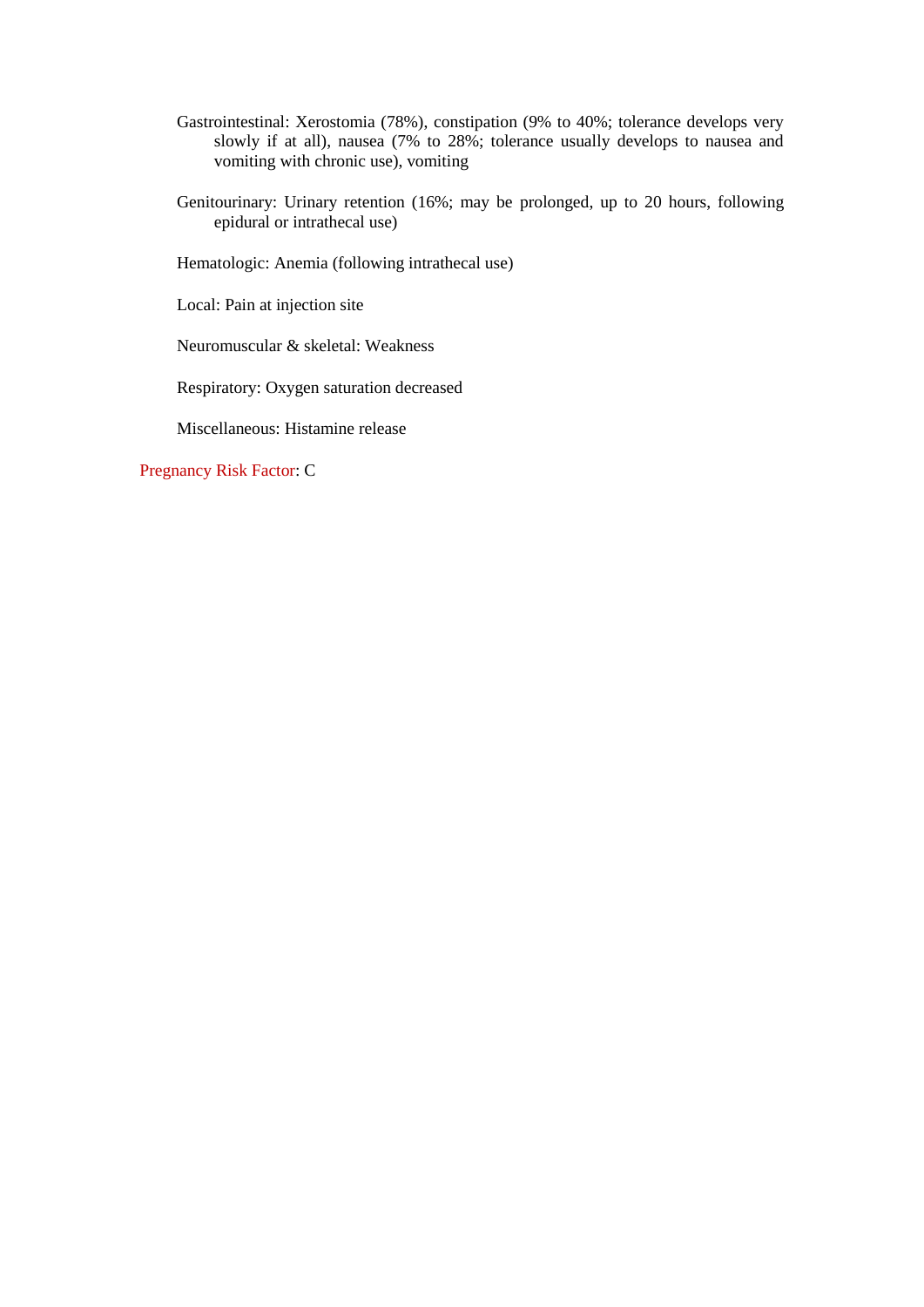Gastrointestinal: Xerostomia (78%), constipation (9% to 40%; tolerance develops very slowly if at all), nausea (7% to 28%; tolerance usually develops to nausea and vomiting with chronic use), vomiting

Genitourinary: Urinary retention (16%; may be prolonged, up to 20 hours, following epidural or intrathecal use)

Hematologic: Anemia (following intrathecal use)

Local: Pain at injection site

Neuromuscular & skeletal: Weakness

Respiratory: Oxygen saturation decreased

Miscellaneous: Histamine release

Pregnancy Risk Factor: C